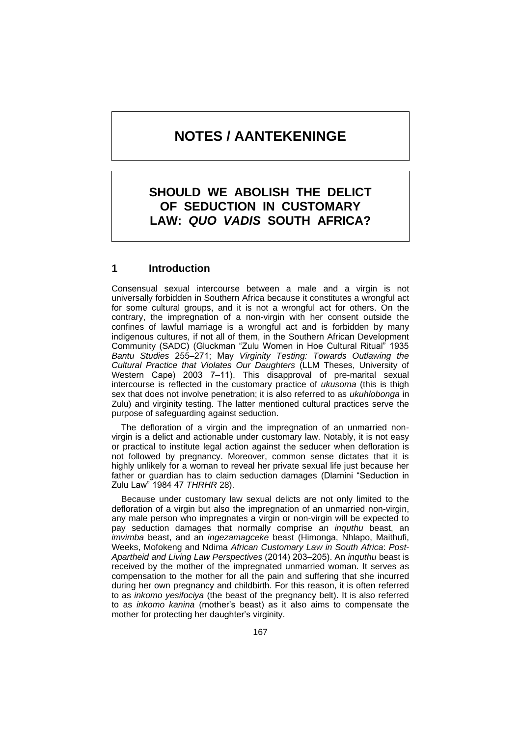# NOTES / AANTEKENINGE

## SHOULD WE ABOLISH THE DELICT OF SEDUCTION IN CUSTOMARY LAW: *QUO VADIS* SOUTH AFRICA?

### 1 Introduction

Consensual sexual intercourse between a male and a virgin is not universally forbidden in Southern Africa because it constitutes a wrongful act for some cultural groups, and it is not a wrongful act for others. On the contrary, the impregnation of a non-virgin with her consent outside the confines of lawful marriage is a wrongful act and is forbidden by many indigenous cultures, if not all of them, in the Southern African Development Community (SADC) (Gluckman "Zulu Women in Hoe Cultural Ritual" 1935 *Bantu Studies* 255–271; May *Virginity Testing: Towards Outlawing the Cultural Practice that Violates Our Daughters* (LLM Theses, University of Western Cape) 2003 7–11). This disapproval of pre-marital sexual intercourse is reflected in the customary practice of *ukusoma* (this is thigh sex that does not involve penetration; it is also referred to as *ukuhlobonga* in Zulu) and virginity testing. The latter mentioned cultural practices serve the purpose of safeguarding against seduction.

The defloration of a virgin and the impregnation of an unmarried non-virgin is a delict and actionable under customary law. Notably, it is not easy or practical to institute legal action against the seducer when defloration is not followed by pregnancy. Moreover, common sense dictates that it is highly unlikely for a woman to reveal her private sexual life just because her father or guardian has to claim seduction damages (Dlamini "Seduction in Zulu Law" 1984 47 *THRHR* 28).

Because under customary law sexual delicts are not only limited to the defloration of a virgin but also the impregnation of an unmarried non-virgin, any male person who impregnates a virgin or non-virgin will be expected to pay seduction damages that normally comprise an *inquthu* beast, an *imvimba* beast, and an *ingezamagceke* beast (Himonga, Nhlapo, Maithufi, Weeks, Mofokeng and Ndima *African Customary Law in South Africa*: *Post-Apartheid and Living Law Perspectives* (2014) 203–205). An *inquthu* beast is received by the mother of the impregnated unmarried woman. It serves as compensation to the mother for all the pain and suffering that she incurred during her own pregnancy and childbirth. For this reason, it is often referred to as *inkomo yesifociya* (the beast of the pregnancy belt). It is also referred to as *inkomo kanina* (mother's beast) as it also aims to compensate the mother for protecting her daughter's virginity.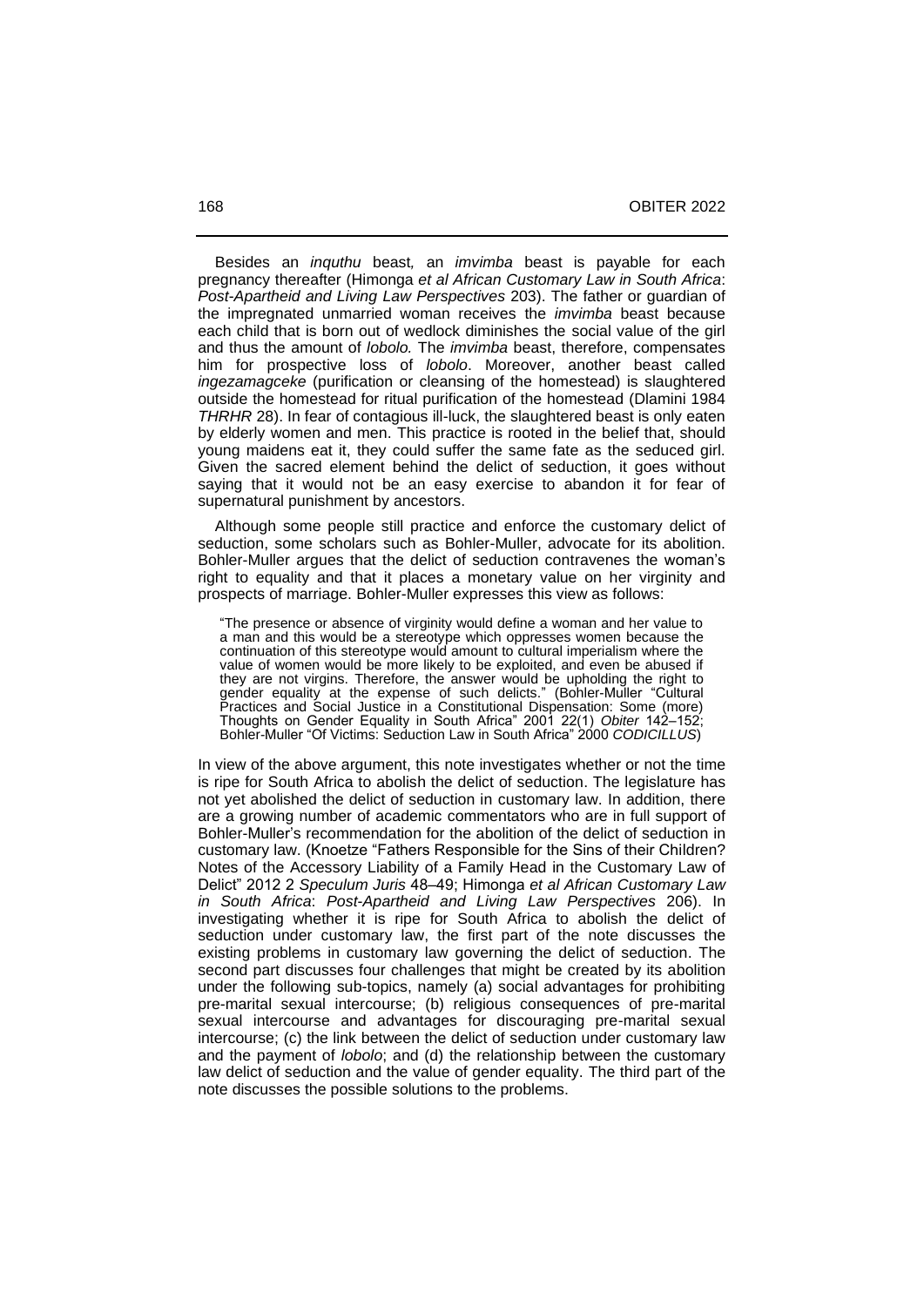Besides an *inquthu* beast*,* an *imvimba* beast is payable for each pregnancy thereafter (Himonga *et al African Customary Law in South Africa*: *Post-Apartheid and Living Law Perspectives* 203). The father or guardian of the impregnated unmarried woman receives the *imvimba* beast because each child that is born out of wedlock diminishes the social value of the girl and thus the amount of *lobolo.* The *imvimba* beast, therefore, compensates him for prospective loss of *lobolo*. Moreover, another beast called *ingezamagceke* (purification or cleansing of the homestead) is slaughtered outside the homestead for ritual purification of the homestead (Dlamini 1984 *THRHR* 28). In fear of contagious ill-luck, the slaughtered beast is only eaten by elderly women and men. This practice is rooted in the belief that, should young maidens eat it, they could suffer the same fate as the seduced girl. Given the sacred element behind the delict of seduction, it goes without saying that it would not be an easy exercise to abandon it for fear of supernatural punishment by ancestors.

Although some people still practice and enforce the customary delict of seduction, some scholars such as Bohler-Muller, advocate for its abolition. Bohler-Muller argues that the delict of seduction contravenes the woman's right to equality and that it places a monetary value on her virginity and prospects of marriage. Bohler-Muller expresses this view as follows:

> "The presence or absence of virginity would define a woman and her value to a man and this would be a stereotype which oppresses women because the continuation of this stereotype would amount to cultural imperialism where the value of women would be more likely to be exploited, and even be abused if they are not virgins. Therefore, the answer would be upholding the right to gender equality at the expense of such delicts." (Bohler-Muller "Cultural Practices and Social Justice in a Constitutional Dispensation: Some (more) Thoughts on Gender Equality in South Africa" 2001 22(1) *Obiter* 142–152; Bohler-Muller "Of Victims: Seduction Law in South Africa" 2000 *CODICILLUS*)

In view of the above argument, this note investigates whether or not the time is ripe for South Africa to abolish the delict of seduction. The legislature has not yet abolished the delict of seduction in customary law. In addition, there are a growing number of academic commentators who are in full support of Bohler-Muller's recommendation for the abolition of the delict of seduction in customary law. (Knoetze "Fathers Responsible for the Sins of their Children? Notes of the Accessory Liability of a Family Head in the Customary Law of Delict" 2012 2 *Speculum Juris* 48–49; Himonga *et al African Customary Law in South Africa*: *Post-Apartheid and Living Law Perspectives* 206). In investigating whether it is ripe for South Africa to abolish the delict of seduction under customary law, the first part of the note discusses the existing problems in customary law governing the delict of seduction. The second part discusses four challenges that might be created by its abolition under the following sub-topics, namely (a) social advantages for prohibiting pre-marital sexual intercourse; (b) religious consequences of pre-marital sexual intercourse and advantages for discouraging pre-marital sexual intercourse; (c) the link between the delict of seduction under customary law and the payment of *lobolo*; and (d) the relationship between the customary law delict of seduction and the value of gender equality. The third part of the note discusses the possible solutions to the problems.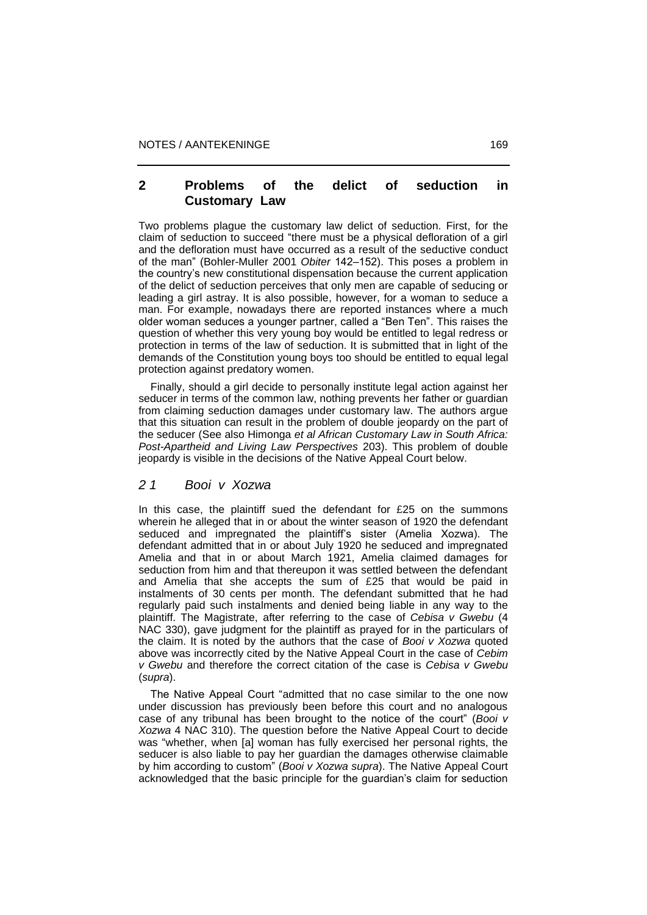## 2 Problems of the delict of seduction in Customary Law

Two problems plague the customary law delict of seduction. First, for the claim of seduction to succeed "there must be a physical defloration of a girl and the defloration must have occurred as a result of the seductive conduct of the man" (Bohler-Muller 2001 *Obiter* 142–152). This poses a problem in the country's new constitutional dispensation because the current application of the delict of seduction perceives that only men are capable of seducing or leading a girl astray. It is also possible, however, for a woman to seduce a man. For example, nowadays there are reported instances where a much older woman seduces a younger partner, called a "Ben Ten". This raises the question of whether this very young boy would be entitled to legal redress or protection in terms of the law of seduction. It is submitted that in light of the demands of the Constitution young boys too should be entitled to equal legal protection against predatory women.

Finally, should a girl decide to personally institute legal action against her seducer in terms of the common law, nothing prevents her father or guardian from claiming seduction damages under customary law. The authors argue that this situation can result in the problem of double jeopardy on the part of the seducer (See also Himonga *et al African Customary Law in South Africa: Post-Apartheid and Living Law Perspectives* 203). This problem of double jeopardy is visible in the decisions of the Native Appeal Court below.

### *2 1 Booi v Xozwa*

In this case, the plaintiff sued the defendant for £25 on the summons wherein he alleged that in or about the winter season of 1920 the defendant seduced and impregnated the plaintiff's sister (Amelia Xozwa). The defendant admitted that in or about July 1920 he seduced and impregnated Amelia and that in or about March 1921, Amelia claimed damages for seduction from him and that thereupon it was settled between the defendant and Amelia that she accepts the sum of £25 that would be paid in instalments of 30 cents per month. The defendant submitted that he had regularly paid such instalments and denied being liable in any way to the plaintiff. The Magistrate, after referring to the case of *Cebisa v Gwebu* (4 NAC 330), gave judgment for the plaintiff as prayed for in the particulars of the claim. It is noted by the authors that the case of *Booi v Xozwa* quoted above was incorrectly cited by the Native Appeal Court in the case of *Cebim v Gwebu* and therefore the correct citation of the case is *Cebisa v Gwebu* (*supra*).

The Native Appeal Court "admitted that no case similar to the one now under discussion has previously been before this court and no analogous case of any tribunal has been brought to the notice of the court" (*Booi v Xozwa* 4 NAC 310). The question before the Native Appeal Court to decide was "whether, when [a] woman has fully exercised her personal rights, the seducer is also liable to pay her guardian the damages otherwise claimable by him according to custom" (*Booi v Xozwa supra*). The Native Appeal Court acknowledged that the basic principle for the guardian's claim for seduction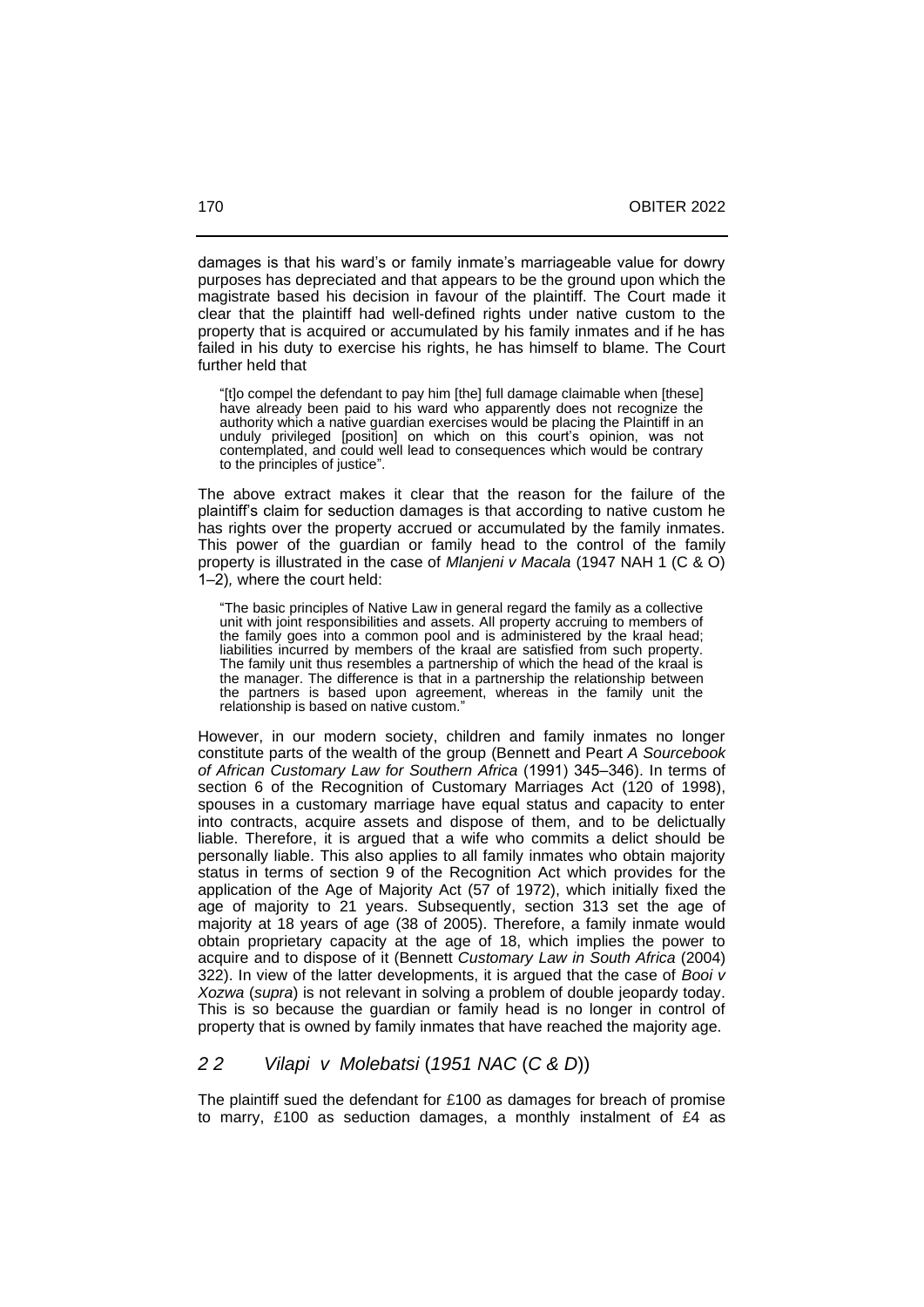damages is that his ward's or family inmate's marriageable value for dowry purposes has depreciated and that appears to be the ground upon which the magistrate based his decision in favour of the plaintiff. The Court made it clear that the plaintiff had well-defined rights under native custom to the property that is acquired or accumulated by his family inmates and if he has failed in his duty to exercise his rights, he has himself to blame. The Court further held that

> "[t]o compel the defendant to pay him [the] full damage claimable when [these] have already been paid to his ward who apparently does not recognize the authority which a native guardian exercises would be placing the Plaintiff in an unduly privileged [position] on which on this court's opinion, was not contemplated, and could well lead to consequences which would be contrary to the principles of justice".

The above extract makes it clear that the reason for the failure of the plaintiff's claim for seduction damages is that according to native custom he has rights over the property accrued or accumulated by the family inmates. This power of the guardian or family head to the control of the family property is illustrated in the case of *Mlanjeni v Macala* (1947 NAH 1 (C & O) 1–2), where the court held:

> "The basic principles of Native Law in general regard the family as a collective unit with joint responsibilities and assets. All property accruing to members of the family goes into a common pool and is administered by the kraal head; liabilities incurred by members of the kraal are satisfied from such property. The family unit thus resembles a partnership of which the head of the kraal is the manager. The difference is that in a partnership the relationship between the partners is based upon agreement, whereas in the family unit the relationship is based on native custom."

However, in our modern society, children and family inmates no longer constitute parts of the wealth of the group (Bennett and Peart *A Sourcebook of African Customary Law for Southern Africa* (1991) 345–346). In terms of section 6 of the Recognition of Customary Marriages Act (120 of 1998), spouses in a customary marriage have equal status and capacity to enter into contracts, acquire assets and dispose of them, and to be delictually liable. Therefore, it is argued that a wife who commits a delict should be personally liable. This also applies to all family inmates who obtain majority status in terms of section 9 of the Recognition Act which provides for the application of the Age of Majority Act (57 of 1972), which initially fixed the age of majority to 21 years. Subsequently, section 313 set the age of majority at 18 years of age (38 of 2005). Therefore, a family inmate would obtain proprietary capacity at the age of 18, which implies the power to acquire and to dispose of it (Bennett *Customary Law in South Africa* (2004) 322). In view of the latter developments, it is argued that the case of *Booi v Xozwa* (*supra*) is not relevant in solving a problem of double jeopardy today. This is so because the guardian or family head is no longer in control of property that is owned by family inmates that have reached the majority age.

## *2 2 Vilapi v Molebatsi* (*1951 NAC* (*C & D*))

The plaintiff sued the defendant for £100 as damages for breach of promise to marry, £100 as seduction damages, a monthly instalment of £4 as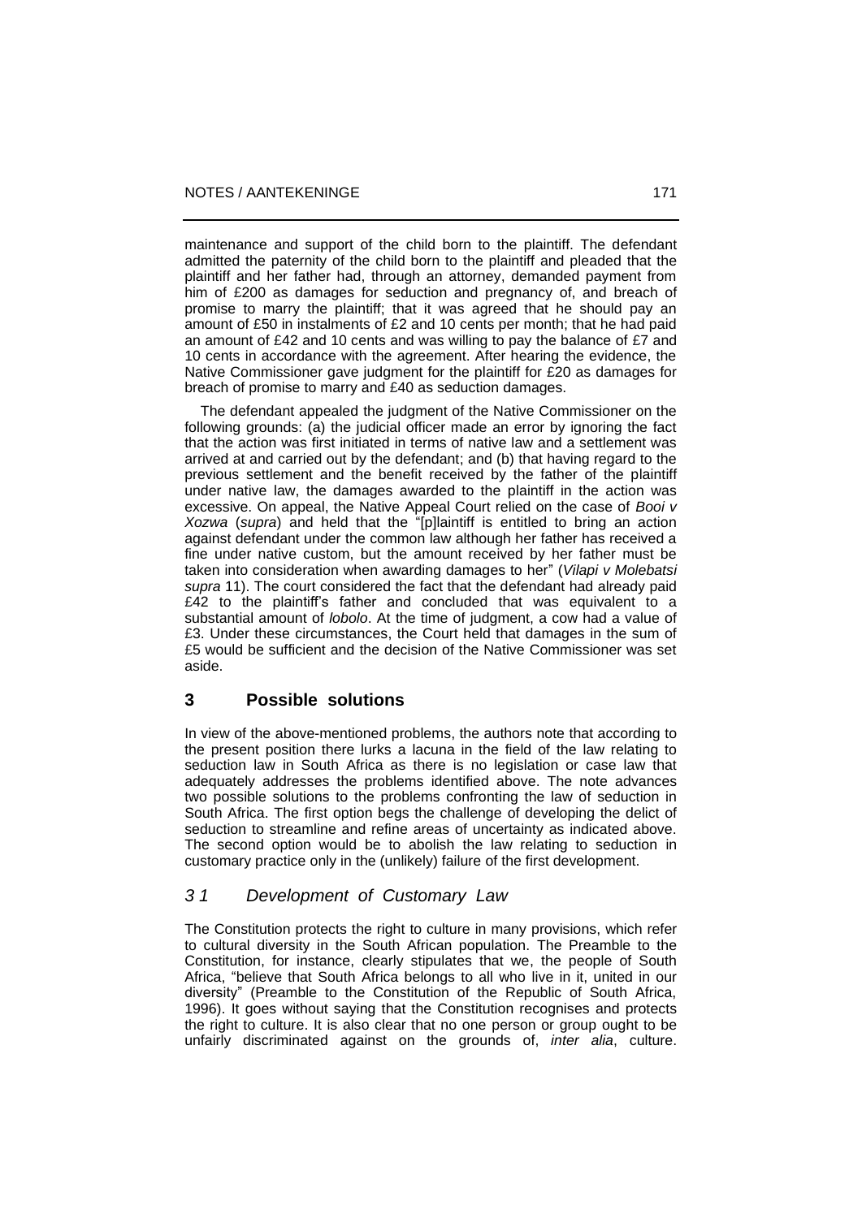maintenance and support of the child born to the plaintiff. The defendant admitted the paternity of the child born to the plaintiff and pleaded that the plaintiff and her father had, through an attorney, demanded payment from him of £200 as damages for seduction and pregnancy of, and breach of promise to marry the plaintiff; that it was agreed that he should pay an amount of £50 in instalments of £2 and 10 cents per month; that he had paid an amount of £42 and 10 cents and was willing to pay the balance of £7 and 10 cents in accordance with the agreement. After hearing the evidence, the Native Commissioner gave judgment for the plaintiff for £20 as damages for breach of promise to marry and £40 as seduction damages.

The defendant appealed the judgment of the Native Commissioner on the following grounds: (a) the judicial officer made an error by ignoring the fact that the action was first initiated in terms of native law and a settlement was arrived at and carried out by the defendant; and (b) that having regard to the previous settlement and the benefit received by the father of the plaintiff under native law, the damages awarded to the plaintiff in the action was excessive. On appeal, the Native Appeal Court relied on the case of *Booi v Xozwa* (*supra*) and held that the "[p]laintiff is entitled to bring an action against defendant under the common law although her father has received a fine under native custom, but the amount received by her father must be taken into consideration when awarding damages to her" (*Vilapi v Molebatsi supra* 11). The court considered the fact that the defendant had already paid £42 to the plaintiff's father and concluded that was equivalent to a substantial amount of *lobolo*. At the time of judgment, a cow had a value of £3. Under these circumstances, the Court held that damages in the sum of £5 would be sufficient and the decision of the Native Commissioner was set aside.

## 3 Possible solutions

In view of the above-mentioned problems, the authors note that according to the present position there lurks a lacuna in the field of the law relating to seduction law in South Africa as there is no legislation or case law that adequately addresses the problems identified above. The note advances two possible solutions to the problems confronting the law of seduction in South Africa. The first option begs the challenge of developing the delict of seduction to streamline and refine areas of uncertainty as indicated above. The second option would be to abolish the law relating to seduction in customary practice only in the (unlikely) failure of the first development.

### *3 1 Development of Customary Law*

The Constitution protects the right to culture in many provisions, which refer to cultural diversity in the South African population. The Preamble to the Constitution, for instance, clearly stipulates that we, the people of South Africa, "believe that South Africa belongs to all who live in it, united in our diversity" (Preamble to the Constitution of the Republic of South Africa, 1996). It goes without saying that the Constitution recognises and protects the right to culture. It is also clear that no one person or group ought to be unfairly discriminated against on the grounds of, *inter alia*, culture.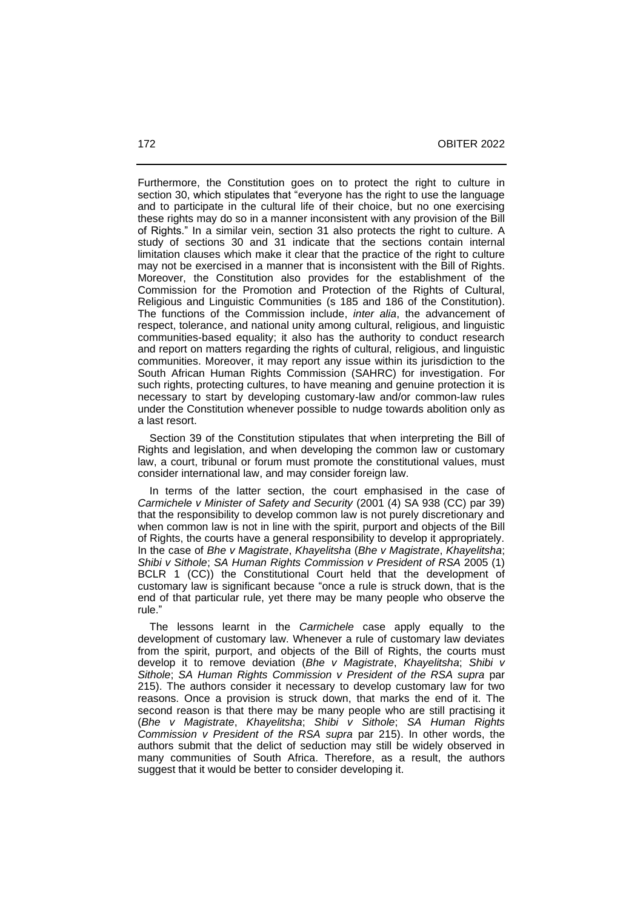Furthermore, the Constitution goes on to protect the right to culture in section 30, which stipulates that "everyone has the right to use the language and to participate in the cultural life of their choice, but no one exercising these rights may do so in a manner inconsistent with any provision of the Bill of Rights." In a similar vein, section 31 also protects the right to culture. A study of sections 30 and 31 indicate that the sections contain internal limitation clauses which make it clear that the practice of the right to culture may not be exercised in a manner that is inconsistent with the Bill of Rights. Moreover, the Constitution also provides for the establishment of the Commission for the Promotion and Protection of the Rights of Cultural, Religious and Linguistic Communities (s 185 and 186 of the Constitution). The functions of the Commission include, *inter alia*, the advancement of respect, tolerance, and national unity among cultural, religious, and linguistic communities-based equality; it also has the authority to conduct research and report on matters regarding the rights of cultural, religious, and linguistic communities. Moreover, it may report any issue within its jurisdiction to the South African Human Rights Commission (SAHRC) for investigation. For such rights, protecting cultures, to have meaning and genuine protection it is necessary to start by developing customary-law and/or common-law rules under the Constitution whenever possible to nudge towards abolition only as a last resort.

Section 39 of the Constitution stipulates that when interpreting the Bill of Rights and legislation, and when developing the common law or customary law, a court, tribunal or forum must promote the constitutional values, must consider international law, and may consider foreign law.

In terms of the latter section, the court emphasised in the case of *Carmichele v Minister of Safety and Security* (2001 (4) SA 938 (CC) par 39) that the responsibility to develop common law is not purely discretionary and when common law is not in line with the spirit, purport and objects of the Bill of Rights, the courts have a general responsibility to develop it appropriately. In the case of *Bhe v Magistrate*, *Khayelitsha* (*Bhe v Magistrate*, *Khayelitsha*; *Shibi v Sithole*; *SA Human Rights Commission v President of RSA* 2005 (1) BCLR 1 (CC)) the Constitutional Court held that the development of customary law is significant because "once a rule is struck down, that is the end of that particular rule, yet there may be many people who observe the rule."

The lessons learnt in the *Carmichele* case apply equally to the development of customary law. Whenever a rule of customary law deviates from the spirit, purport, and objects of the Bill of Rights, the courts must develop it to remove deviation (*Bhe v Magistrate*, *Khayelitsha*; *Shibi v Sithole*; *SA Human Rights Commission v President of the RSA supra* par 215). The authors consider it necessary to develop customary law for two reasons. Once a provision is struck down, that marks the end of it. The second reason is that there may be many people who are still practising it (*Bhe v Magistrate*, *Khayelitsha*; *Shibi v Sithole*; *SA Human Rights Commission v President of the RSA supra* par 215). In other words, the authors submit that the delict of seduction may still be widely observed in many communities of South Africa. Therefore, as a result, the authors suggest that it would be better to consider developing it.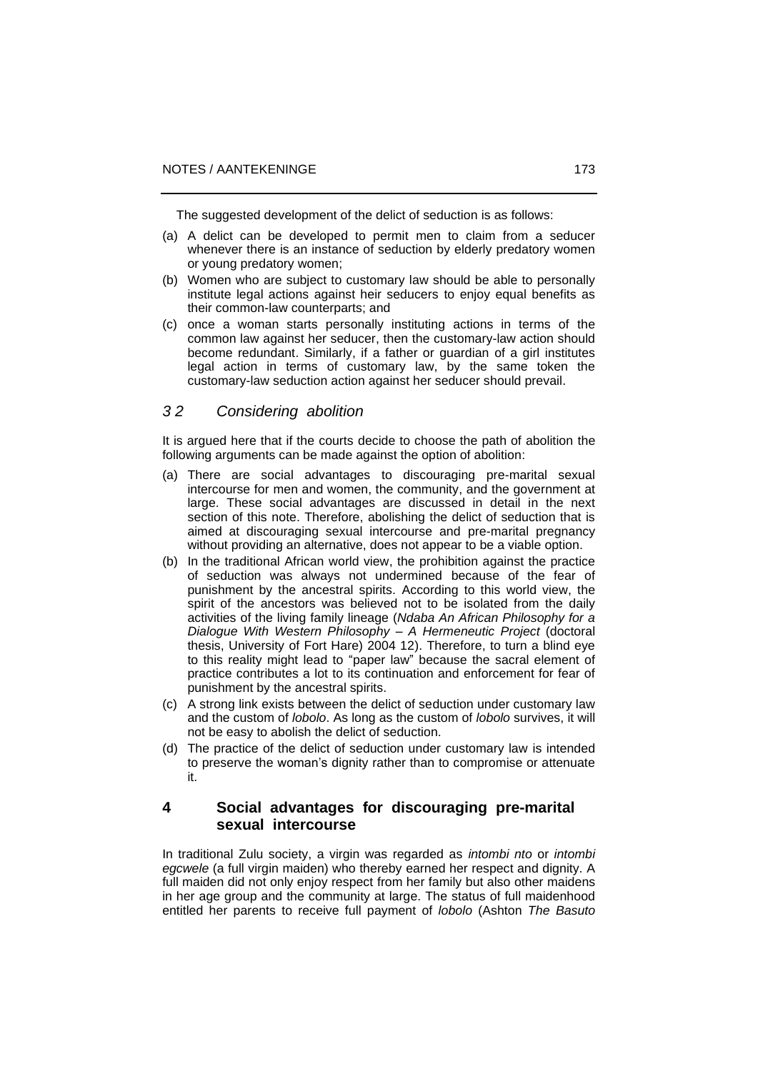The suggested development of the delict of seduction is as follows:

(a) A delict can be developed to permit men to claim from a seducer whenever there is an instance of seduction by elderly predatory women or young predatory women;

(b) Women who are subject to customary law should be able to personally institute legal actions against heir seducers to enjoy equal benefits as their common-law counterparts; and

(c) once a woman starts personally instituting actions in terms of the common law against her seducer, then the customary-law action should become redundant. Similarly, if a father or guardian of a girl institutes legal action in terms of customary law, by the same token the customary-law seduction action against her seducer should prevail.

### *3 2 Considering abolition*

It is argued here that if the courts decide to choose the path of abolition the following arguments can be made against the option of abolition:

(a) There are social advantages to discouraging pre-marital sexual intercourse for men and women, the community, and the government at large. These social advantages are discussed in detail in the next section of this note. Therefore, abolishing the delict of seduction that is aimed at discouraging sexual intercourse and pre-marital pregnancy without providing an alternative, does not appear to be a viable option.

(b) In the traditional African world view, the prohibition against the practice of seduction was always not undermined because of the fear of punishment by the ancestral spirits. According to this world view, the spirit of the ancestors was believed not to be isolated from the daily activities of the living family lineage (*Ndaba An African Philosophy for a Dialogue With Western Philosophy – A Hermeneutic Project* (doctoral thesis, University of Fort Hare) 2004 12). Therefore, to turn a blind eye to this reality might lead to "paper law" because the sacral element of practice contributes a lot to its continuation and enforcement for fear of punishment by the ancestral spirits.

(c) A strong link exists between the delict of seduction under customary law and the custom of *lobolo*. As long as the custom of *lobolo* survives, it will not be easy to abolish the delict of seduction.

(d) The practice of the delict of seduction under customary law is intended to preserve the woman's dignity rather than to compromise or attenuate it.

## 4 Social advantages for discouraging pre-marital sexual intercourse

In traditional Zulu society, a virgin was regarded as *intombi nto* or *intombi egcwele* (a full virgin maiden) who thereby earned her respect and dignity. A full maiden did not only enjoy respect from her family but also other maidens in her age group and the community at large. The status of full maidenhood entitled her parents to receive full payment of *lobolo* (Ashton *The Basuto*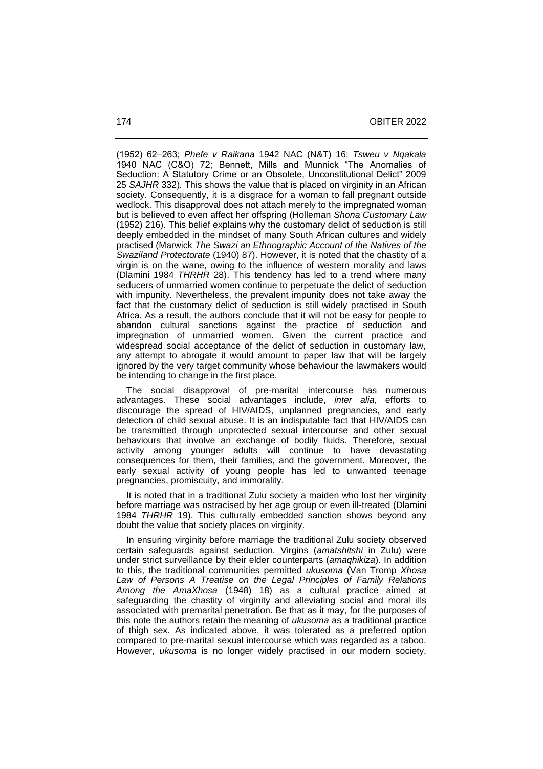(1952) 62–263; *Phefe v Raikana* 1942 NAC (N&T) 16; *Tsweu v Nqakala* 1940 NAC (C&O) 72; Bennett, Mills and Munnick "The Anomalies of Seduction: A Statutory Crime or an Obsolete, Unconstitutional Delict" 2009 25 *SAJHR* 332). This shows the value that is placed on virginity in an African society. Consequently, it is a disgrace for a woman to fall pregnant outside wedlock. This disapproval does not attach merely to the impregnated woman but is believed to even affect her offspring (Holleman *Shona Customary Law* (1952) 216). This belief explains why the customary delict of seduction is still deeply embedded in the mindset of many South African cultures and widely practised (Marwick *The Swazi an Ethnographic Account of the Natives of the Swaziland Protectorate* (1940) 87). However, it is noted that the chastity of a virgin is on the wane, owing to the influence of western morality and laws (Dlamini 1984 *THRHR* 28). This tendency has led to a trend where many seducers of unmarried women continue to perpetuate the delict of seduction with impunity. Nevertheless, the prevalent impunity does not take away the fact that the customary delict of seduction is still widely practised in South Africa. As a result, the authors conclude that it will not be easy for people to abandon cultural sanctions against the practice of seduction and impregnation of unmarried women. Given the current practice and widespread social acceptance of the delict of seduction in customary law, any attempt to abrogate it would amount to paper law that will be largely ignored by the very target community whose behaviour the lawmakers would be intending to change in the first place.

The social disapproval of pre-marital intercourse has numerous advantages. These social advantages include, *inter alia*, efforts to discourage the spread of HIV/AIDS, unplanned pregnancies, and early detection of child sexual abuse. It is an indisputable fact that HIV/AIDS can be transmitted through unprotected sexual intercourse and other sexual behaviours that involve an exchange of bodily fluids. Therefore, sexual activity among younger adults will continue to have devastating consequences for them, their families, and the government. Moreover, the early sexual activity of young people has led to unwanted teenage pregnancies, promiscuity, and immorality.

It is noted that in a traditional Zulu society a maiden who lost her virginity before marriage was ostracised by her age group or even ill-treated (Dlamini 1984 *THRHR* 19). This culturally embedded sanction shows beyond any doubt the value that society places on virginity.

In ensuring virginity before marriage the traditional Zulu society observed certain safeguards against seduction. Virgins (*amatshitshi* in Zulu) were under strict surveillance by their elder counterparts (*amaqhikiza*). In addition to this, the traditional communities permitted *ukusoma* (Van Tromp *Xhosa Law of Persons A Treatise on the Legal Principles of Family Relations Among the AmaXhosa* (1948) 18) as a cultural practice aimed at safeguarding the chastity of virginity and alleviating social and moral ills associated with premarital penetration. Be that as it may, for the purposes of this note the authors retain the meaning of *ukusoma* as a traditional practice of thigh sex. As indicated above, it was tolerated as a preferred option compared to pre-marital sexual intercourse which was regarded as a taboo. However, *ukusoma* is no longer widely practised in our modern society,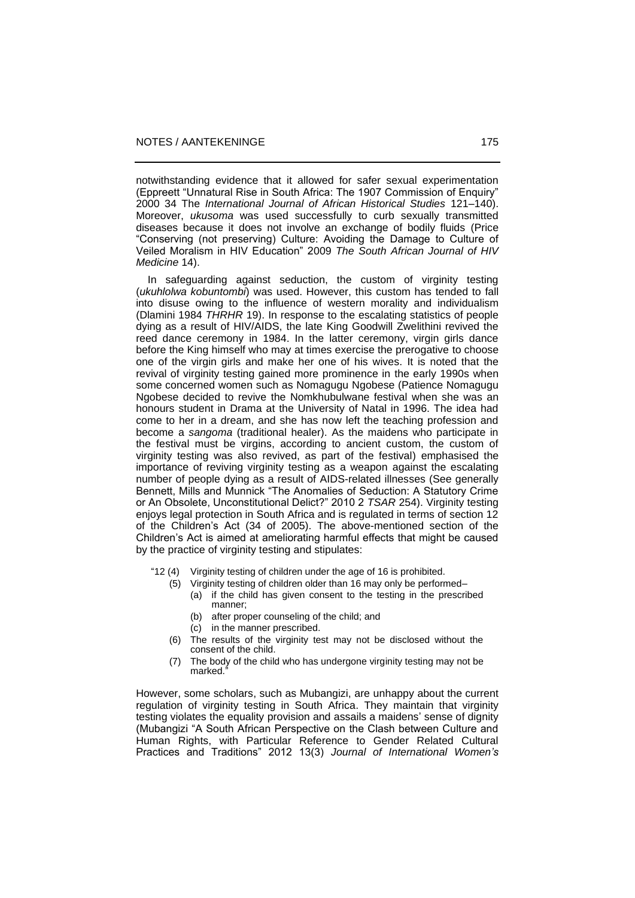notwithstanding evidence that it allowed for safer sexual experimentation (Eppreett "Unnatural Rise in South Africa: The 1907 Commission of Enquiry" 2000 34 The *International Journal of African Historical Studies* 121–140). Moreover, *ukusoma* was used successfully to curb sexually transmitted diseases because it does not involve an exchange of bodily fluids (Price "Conserving (not preserving) Culture: Avoiding the Damage to Culture of Veiled Moralism in HIV Education" 2009 *The South African Journal of HIV Medicine* 14).

In safeguarding against seduction, the custom of virginity testing (*ukuhlolwa kobuntombi*) was used. However, this custom has tended to fall into disuse owing to the influence of western morality and individualism (Dlamini 1984 *THRHR* 19). In response to the escalating statistics of people dying as a result of HIV/AIDS, the late King Goodwill Zwelithini revived the reed dance ceremony in 1984. In the latter ceremony, virgin girls dance before the King himself who may at times exercise the prerogative to choose one of the virgin girls and make her one of his wives. It is noted that the revival of virginity testing gained more prominence in the early 1990s when some concerned women such as Nomagugu Ngobese (Patience Nomagugu Ngobese decided to revive the Nomkhubulwane festival when she was an honours student in Drama at the University of Natal in 1996. The idea had come to her in a dream, and she has now left the teaching profession and become a *sangoma* (traditional healer). As the maidens who participate in the festival must be virgins, according to ancient custom, the custom of virginity testing was also revived, as part of the festival) emphasised the importance of reviving virginity testing as a weapon against the escalating number of people dying as a result of AIDS-related illnesses (See generally Bennett, Mills and Munnick "The Anomalies of Seduction: A Statutory Crime or An Obsolete, Unconstitutional Delict?" 2010 2 *TSAR* 254). Virginity testing enjoys legal protection in South Africa and is regulated in terms of section 12 of the Children's Act (34 of 2005). The above-mentioned section of the Children's Act is aimed at ameliorating harmful effects that might be caused by the practice of virginity testing and stipulates:

> "12 (4) Virginity testing of children under the age of 16 is prohibited.
>
> (5) Virginity testing of children older than 16 may only be performed–
>
> (a) if the child has given consent to the testing in the prescribed manner;
>
> (b) after proper counseling of the child; and
>
> (c) in the manner prescribed.
>
> (6) The results of the virginity test may not be disclosed without the consent of the child.
>
> (7) The body of the child who has undergone virginity testing may not be marked."

However, some scholars, such as Mubangizi, are unhappy about the current regulation of virginity testing in South Africa. They maintain that virginity testing violates the equality provision and assails a maidens' sense of dignity (Mubangizi "A South African Perspective on the Clash between Culture and Human Rights, with Particular Reference to Gender Related Cultural Practices and Traditions" 2012 13(3) *Journal of International Women's*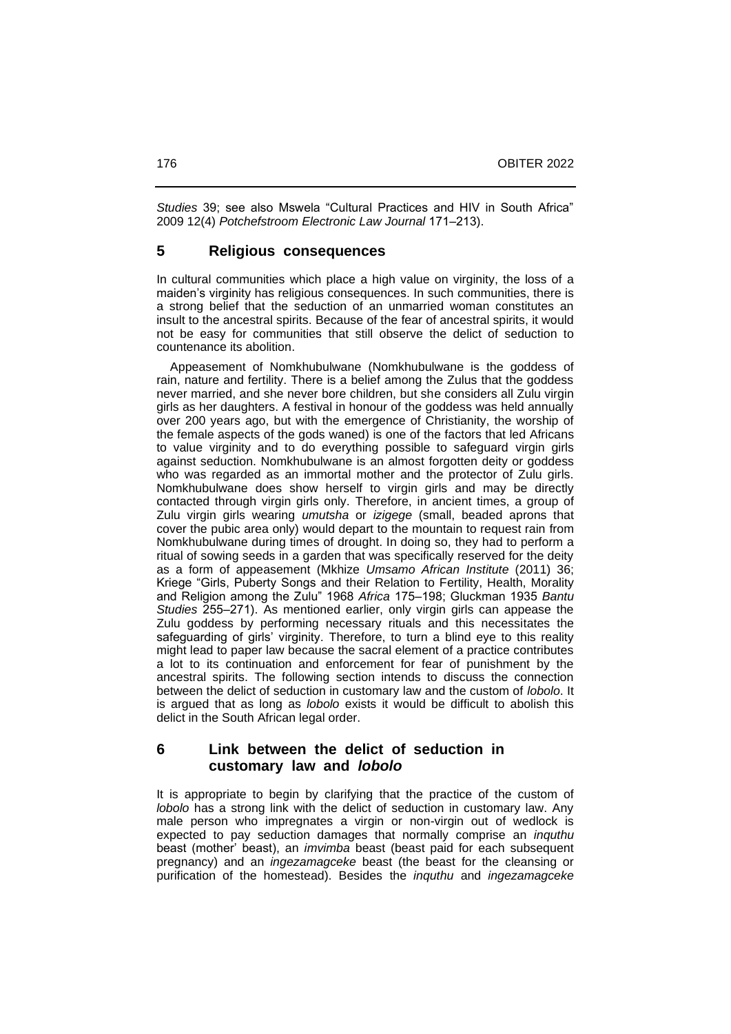*Studies* 39; see also Mswela "Cultural Practices and HIV in South Africa" 2009 12(4) *Potchefstroom Electronic Law Journal* 171–213).

## 5 Religious consequences

In cultural communities which place a high value on virginity, the loss of a maiden's virginity has religious consequences. In such communities, there is a strong belief that the seduction of an unmarried woman constitutes an insult to the ancestral spirits. Because of the fear of ancestral spirits, it would not be easy for communities that still observe the delict of seduction to countenance its abolition.

Appeasement of Nomkhubulwane (Nomkhubulwane is the goddess of rain, nature and fertility. There is a belief among the Zulus that the goddess never married, and she never bore children, but she considers all Zulu virgin girls as her daughters. A festival in honour of the goddess was held annually over 200 years ago, but with the emergence of Christianity, the worship of the female aspects of the gods waned) is one of the factors that led Africans to value virginity and to do everything possible to safeguard virgin girls against seduction. Nomkhubulwane is an almost forgotten deity or goddess who was regarded as an immortal mother and the protector of Zulu girls. Nomkhubulwane does show herself to virgin girls and may be directly contacted through virgin girls only. Therefore, in ancient times, a group of Zulu virgin girls wearing *umutsha* or *izigege* (small, beaded aprons that cover the pubic area only) would depart to the mountain to request rain from Nomkhubulwane during times of drought. In doing so, they had to perform a ritual of sowing seeds in a garden that was specifically reserved for the deity as a form of appeasement (Mkhize *Umsamo African Institute* (2011) 36; Kriege "Girls, Puberty Songs and their Relation to Fertility, Health, Morality and Religion among the Zulu" 1968 *Africa* 175–198; Gluckman 1935 *Bantu Studies* 255–271). As mentioned earlier, only virgin girls can appease the Zulu goddess by performing necessary rituals and this necessitates the safeguarding of girls' virginity. Therefore, to turn a blind eye to this reality might lead to paper law because the sacral element of a practice contributes a lot to its continuation and enforcement for fear of punishment by the ancestral spirits. The following section intends to discuss the connection between the delict of seduction in customary law and the custom of *lobolo*. It is argued that as long as *lobolo* exists it would be difficult to abolish this delict in the South African legal order.

## 6 Link between the delict of seduction in customary law and *lobolo*

It is appropriate to begin by clarifying that the practice of the custom of *lobolo* has a strong link with the delict of seduction in customary law. Any male person who impregnates a virgin or non-virgin out of wedlock is expected to pay seduction damages that normally comprise an *inquthu* beast (mother' beast), an *imvimba* beast (beast paid for each subsequent pregnancy) and an *ingezamagceke* beast (the beast for the cleansing or purification of the homestead). Besides the *inquthu* and *ingezamagceke*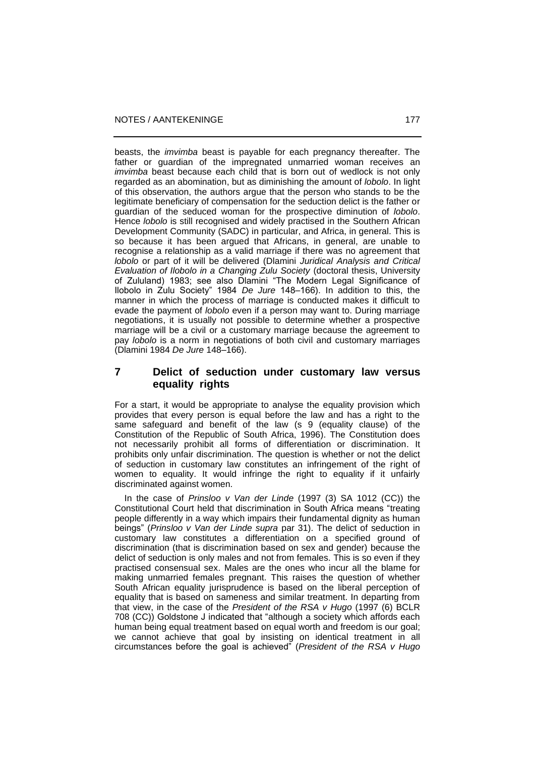beasts, the *imvimba* beast is payable for each pregnancy thereafter. The father or guardian of the impregnated unmarried woman receives an *imvimba* beast because each child that is born out of wedlock is not only regarded as an abomination, but as diminishing the amount of *lobolo*. In light of this observation, the authors argue that the person who stands to be the legitimate beneficiary of compensation for the seduction delict is the father or guardian of the seduced woman for the prospective diminution of *lobolo*. Hence *lobolo* is still recognised and widely practised in the Southern African Development Community (SADC) in particular, and Africa, in general. This is so because it has been argued that Africans, in general, are unable to recognise a relationship as a valid marriage if there was no agreement that *lobolo* or part of it will be delivered (Dlamini *Juridical Analysis and Critical Evaluation of Ilobolo in a Changing Zulu Society* (doctoral thesis, University of Zululand) 1983; see also Dlamini "The Modern Legal Significance of Ilobolo in Zulu Society" 1984 *De Jure* 148–166). In addition to this, the manner in which the process of marriage is conducted makes it difficult to evade the payment of *lobolo* even if a person may want to. During marriage negotiations, it is usually not possible to determine whether a prospective marriage will be a civil or a customary marriage because the agreement to pay *lobolo* is a norm in negotiations of both civil and customary marriages (Dlamini 1984 *De Jure* 148–166).

## 7 Delict of seduction under customary law versus equality rights

For a start, it would be appropriate to analyse the equality provision which provides that every person is equal before the law and has a right to the same safeguard and benefit of the law (s 9 (equality clause) of the Constitution of the Republic of South Africa, 1996). The Constitution does not necessarily prohibit all forms of differentiation or discrimination. It prohibits only unfair discrimination. The question is whether or not the delict of seduction in customary law constitutes an infringement of the right of women to equality. It would infringe the right to equality if it unfairly discriminated against women.

In the case of *Prinsloo v Van der Linde* (1997 (3) SA 1012 (CC)) the Constitutional Court held that discrimination in South Africa means "treating people differently in a way which impairs their fundamental dignity as human beings" (*Prinsloo v Van der Linde supra* par 31). The delict of seduction in customary law constitutes a differentiation on a specified ground of discrimination (that is discrimination based on sex and gender) because the delict of seduction is only males and not from females. This is so even if they practised consensual sex. Males are the ones who incur all the blame for making unmarried females pregnant. This raises the question of whether South African equality jurisprudence is based on the liberal perception of equality that is based on sameness and similar treatment. In departing from that view, in the case of the *President of the RSA v Hugo* (1997 (6) BCLR 708 (CC)) Goldstone J indicated that "although a society which affords each human being equal treatment based on equal worth and freedom is our goal; we cannot achieve that goal by insisting on identical treatment in all circumstances before the goal is achieved" (*President of the RSA v Hugo*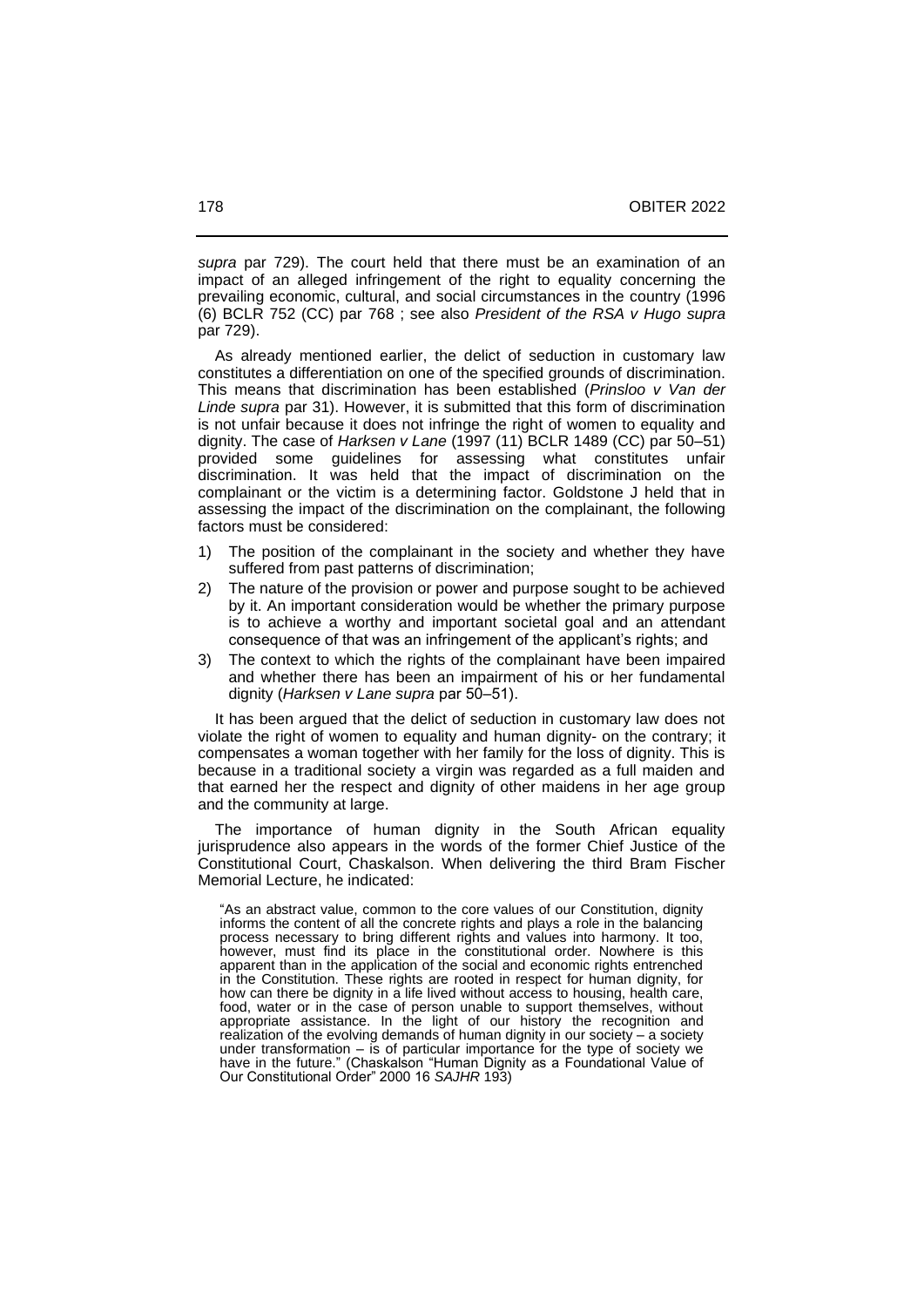*supra* par 729). The court held that there must be an examination of an impact of an alleged infringement of the right to equality concerning the prevailing economic, cultural, and social circumstances in the country (1996 (6) BCLR 752 (CC) par 768 ; see also *President of the RSA v Hugo supra* par 729).

As already mentioned earlier, the delict of seduction in customary law constitutes a differentiation on one of the specified grounds of discrimination. This means that discrimination has been established (*Prinsloo v Van der Linde supra* par 31). However, it is submitted that this form of discrimination is not unfair because it does not infringe the right of women to equality and dignity. The case of *Harksen v Lane* (1997 (11) BCLR 1489 (CC) par 50–51) provided some guidelines for assessing what constitutes unfair discrimination. It was held that the impact of discrimination on the complainant or the victim is a determining factor. Goldstone J held that in assessing the impact of the discrimination on the complainant, the following factors must be considered:

1) The position of the complainant in the society and whether they have suffered from past patterns of discrimination;
2) The nature of the provision or power and purpose sought to be achieved by it. An important consideration would be whether the primary purpose is to achieve a worthy and important societal goal and an attendant consequence of that was an infringement of the applicant's rights; and
3) The context to which the rights of the complainant have been impaired and whether there has been an impairment of his or her fundamental dignity (*Harksen v Lane supra* par 50–51).

It has been argued that the delict of seduction in customary law does not violate the right of women to equality and human dignity- on the contrary; it compensates a woman together with her family for the loss of dignity. This is because in a traditional society a virgin was regarded as a full maiden and that earned her the respect and dignity of other maidens in her age group and the community at large.

The importance of human dignity in the South African equality jurisprudence also appears in the words of the former Chief Justice of the Constitutional Court, Chaskalson. When delivering the third Bram Fischer Memorial Lecture, he indicated:

> "As an abstract value, common to the core values of our Constitution, dignity informs the content of all the concrete rights and plays a role in the balancing process necessary to bring different rights and values into harmony. It too, however, must find its place in the constitutional order. Nowhere is this apparent than in the application of the social and economic rights entrenched in the Constitution. These rights are rooted in respect for human dignity, for how can there be dignity in a life lived without access to housing, health care, food, water or in the case of person unable to support themselves, without appropriate assistance. In the light of our history the recognition and realization of the evolving demands of human dignity in our society – a society under transformation – is of particular importance for the type of society we have in the future." (Chaskalson "Human Dignity as a Foundational Value of Our Constitutional Order" 2000 16 *SAJHR* 193)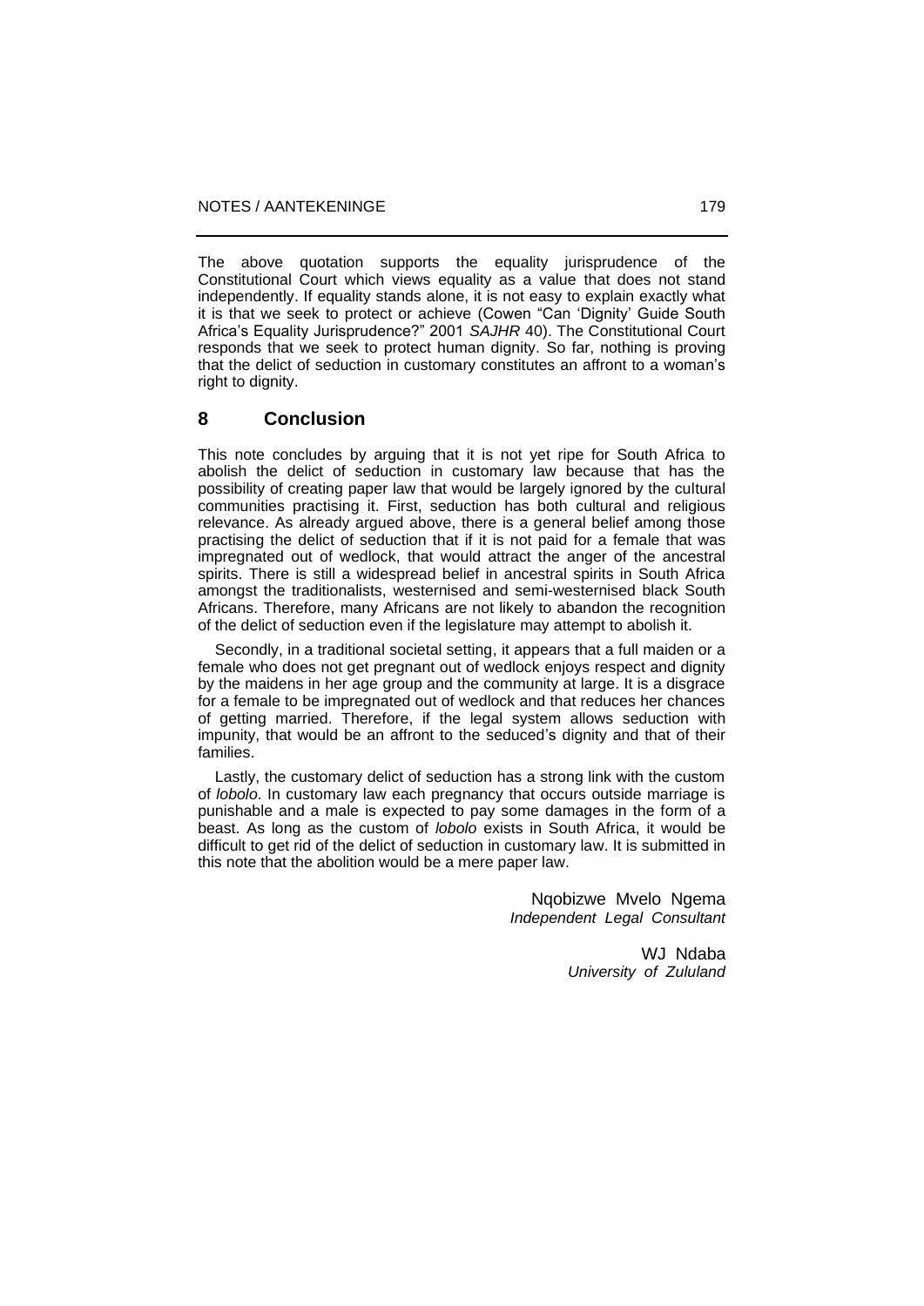The above quotation supports the equality jurisprudence of the Constitutional Court which views equality as a value that does not stand independently. If equality stands alone, it is not easy to explain exactly what it is that we seek to protect or achieve (Cowen "Can 'Dignity' Guide South Africa's Equality Jurisprudence?" 2001 *SAJHR* 40). The Constitutional Court responds that we seek to protect human dignity. So far, nothing is proving that the delict of seduction in customary constitutes an affront to a woman's right to dignity.

## 8 Conclusion

This note concludes by arguing that it is not yet ripe for South Africa to abolish the delict of seduction in customary law because that has the possibility of creating paper law that would be largely ignored by the cultural communities practising it. First, seduction has both cultural and religious relevance. As already argued above, there is a general belief among those practising the delict of seduction that if it is not paid for a female that was impregnated out of wedlock, that would attract the anger of the ancestral spirits. There is still a widespread belief in ancestral spirits in South Africa amongst the traditionalists, westernised and semi-westernised black South Africans. Therefore, many Africans are not likely to abandon the recognition of the delict of seduction even if the legislature may attempt to abolish it.

Secondly, in a traditional societal setting, it appears that a full maiden or a female who does not get pregnant out of wedlock enjoys respect and dignity by the maidens in her age group and the community at large. It is a disgrace for a female to be impregnated out of wedlock and that reduces her chances of getting married. Therefore, if the legal system allows seduction with impunity, that would be an affront to the seduced's dignity and that of their families.

Lastly, the customary delict of seduction has a strong link with the custom of *lobolo*. In customary law each pregnancy that occurs outside marriage is punishable and a male is expected to pay some damages in the form of a beast. As long as the custom of *lobolo* exists in South Africa, it would be difficult to get rid of the delict of seduction in customary law. It is submitted in this note that the abolition would be a mere paper law.

Nqobizwe Mvelo Ngema
*Independent Legal Consultant*

WJ Ndaba
*University of Zululand*